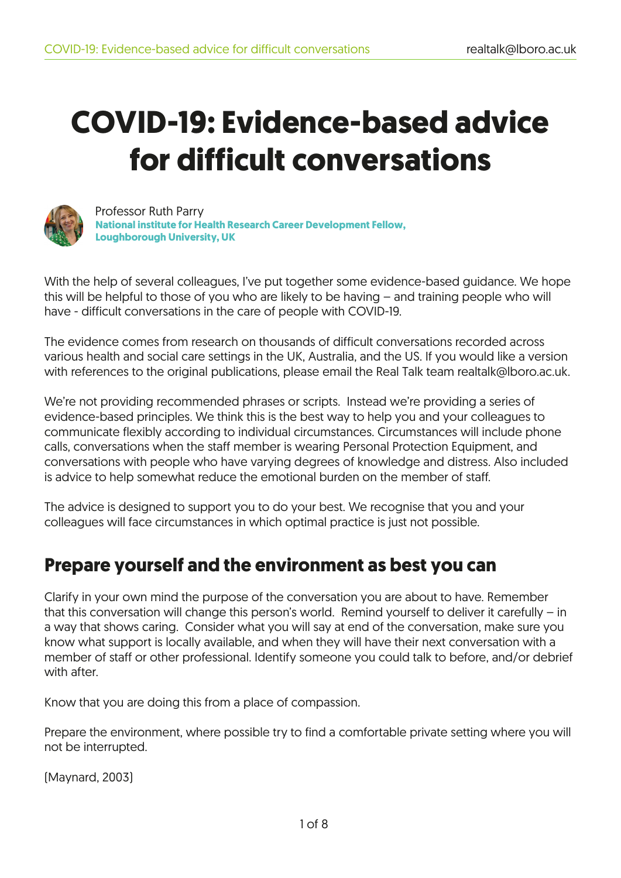# COVID-19: Evidence-based advice for difficult conversations

Professor Ruth Parry
**National institute for Health Research Career Development Fellow, Loughborough University, UK**

With the help of several colleagues, I've put together some evidence-based guidance. We hope this will be helpful to those of you who are likely to be having – and training people who will have - difficult conversations in the care of people with COVID-19.

The evidence comes from research on thousands of difficult conversations recorded across various health and social care settings in the UK, Australia, and the US. If you would like a version with references to the original publications, please email the Real Talk team realtalk@lboro.ac.uk.

We're not providing recommended phrases or scripts. Instead we're providing a series of evidence-based principles. We think this is the best way to help you and your colleagues to communicate flexibly according to individual circumstances. Circumstances will include phone calls, conversations when the staff member is wearing Personal Protection Equipment, and conversations with people who have varying degrees of knowledge and distress. Also included is advice to help somewhat reduce the emotional burden on the member of staff.

The advice is designed to support you to do your best. We recognise that you and your colleagues will face circumstances in which optimal practice is just not possible.

## Prepare yourself and the environment as best you can

Clarify in your own mind the purpose of the conversation you are about to have. Remember that this conversation will change this person's world. Remind yourself to deliver it carefully – in a way that shows caring. Consider what you will say at end of the conversation, make sure you know what support is locally available, and when they will have their next conversation with a member of staff or other professional. Identify someone you could talk to before, and/or debrief with after.

Know that you are doing this from a place of compassion.

Prepare the environment, where possible try to find a comfortable private setting where you will not be interrupted.

(Maynard, 2003)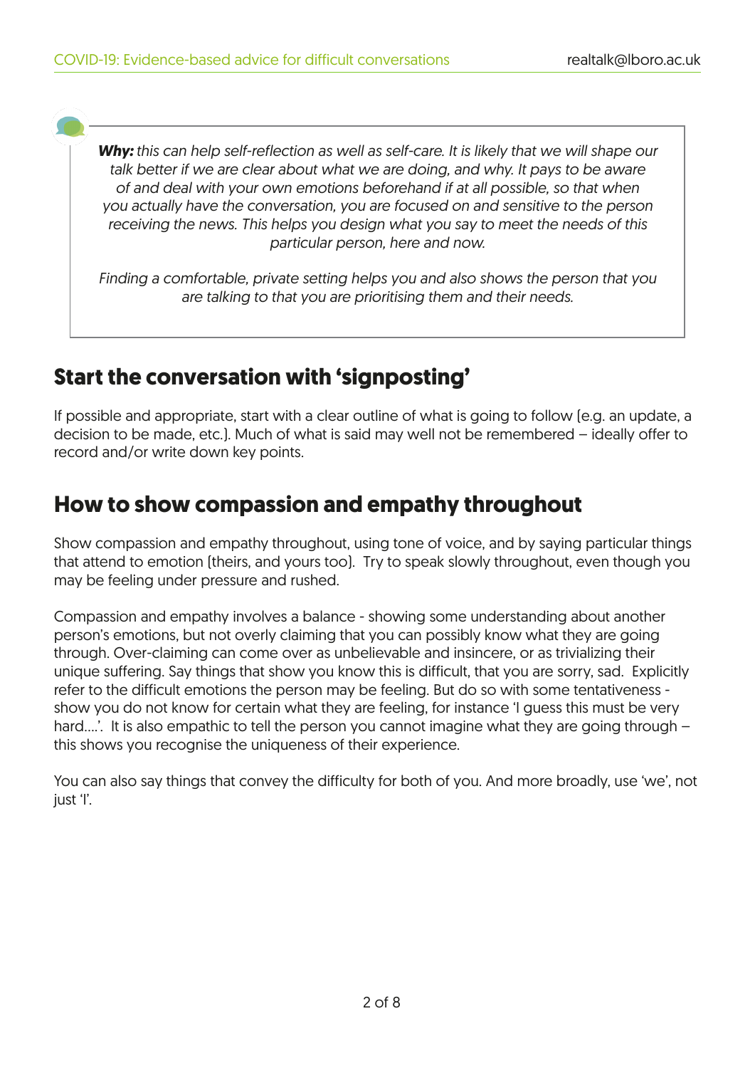*__Why:__ this can help self-reflection as well as self-care. It is likely that we will shape our talk better if we are clear about what we are doing, and why. It pays to be aware of and deal with your own emotions beforehand if at all possible, so that when you actually have the conversation, you are focused on and sensitive to the person receiving the news. This helps you design what you say to meet the needs of this particular person, here and now.*

*Finding a comfortable, private setting helps you and also shows the person that you are talking to that you are prioritising them and their needs.*

## Start the conversation with 'signposting'

If possible and appropriate, start with a clear outline of what is going to follow (e.g. an update, a decision to be made, etc.). Much of what is said may well not be remembered – ideally offer to record and/or write down key points.

## How to show compassion and empathy throughout

Show compassion and empathy throughout, using tone of voice, and by saying particular things that attend to emotion (theirs, and yours too). Try to speak slowly throughout, even though you may be feeling under pressure and rushed.

Compassion and empathy involves a balance - showing some understanding about another person's emotions, but not overly claiming that you can possibly know what they are going through. Over-claiming can come over as unbelievable and insincere, or as trivializing their unique suffering. Say things that show you know this is difficult, that you are sorry, sad. Explicitly refer to the difficult emotions the person may be feeling. But do so with some tentativeness - show you do not know for certain what they are feeling, for instance 'I guess this must be very hard….'. It is also empathic to tell the person you cannot imagine what they are going through – this shows you recognise the uniqueness of their experience.

You can also say things that convey the difficulty for both of you. And more broadly, use 'we', not just 'I'.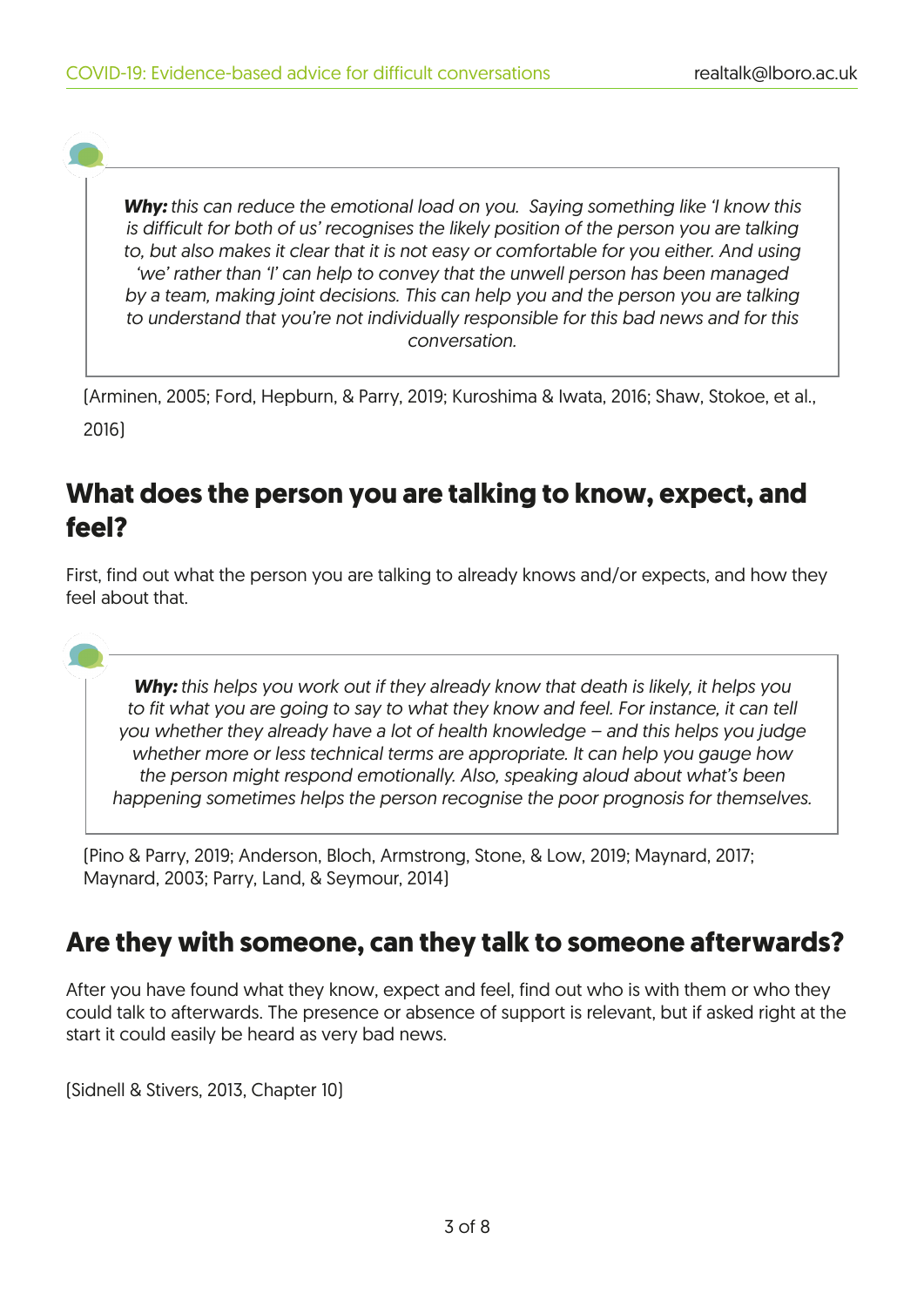> ***Why:*** *this can reduce the emotional load on you. Saying something like 'I know this is difficult for both of us' recognises the likely position of the person you are talking to, but also makes it clear that it is not easy or comfortable for you either. And using 'we' rather than 'I' can help to convey that the unwell person has been managed by a team, making joint decisions. This can help you and the person you are talking to understand that you're not individually responsible for this bad news and for this conversation.*

[Arminen, 2005; Ford, Hepburn, & Parry, 2019; Kuroshima & Iwata, 2016; Shaw, Stokoe, et al., 2016]

## What does the person you are talking to know, expect, and feel?

First, find out what the person you are talking to already knows and/or expects, and how they feel about that.

> ***Why:*** *this helps you work out if they already know that death is likely, it helps you to fit what you are going to say to what they know and feel. For instance, it can tell you whether they already have a lot of health knowledge – and this helps you judge whether more or less technical terms are appropriate. It can help you gauge how the person might respond emotionally. Also, speaking aloud about what's been happening sometimes helps the person recognise the poor prognosis for themselves.*

[Pino & Parry, 2019; Anderson, Bloch, Armstrong, Stone, & Low, 2019; Maynard, 2017; Maynard, 2003; Parry, Land, & Seymour, 2014]

## Are they with someone, can they talk to someone afterwards?

After you have found what they know, expect and feel, find out who is with them or who they could talk to afterwards. The presence or absence of support is relevant, but if asked right at the start it could easily be heard as very bad news.

[Sidnell & Stivers, 2013, Chapter 10]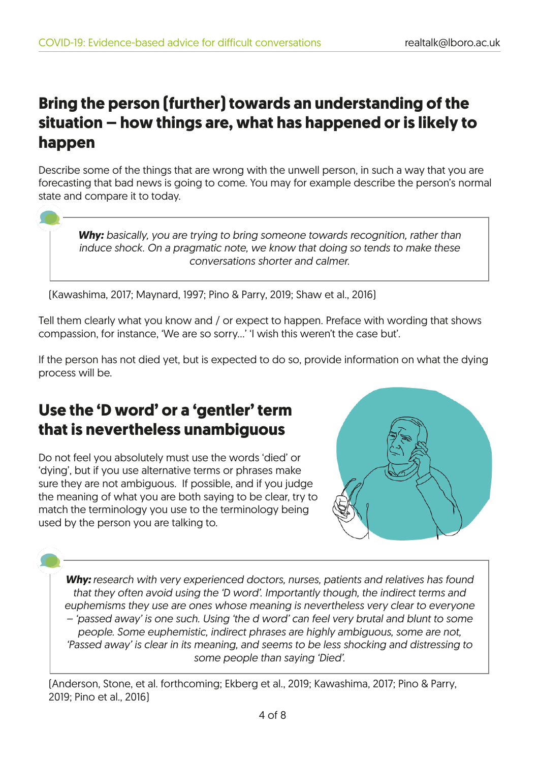## Bring the person (further) towards an understanding of the situation – how things are, what has happened or is likely to happen

Describe some of the things that are wrong with the unwell person, in such a way that you are forecasting that bad news is going to come. You may for example describe the person's normal state and compare it to today.

> ***Why:*** *basically, you are trying to bring someone towards recognition, rather than induce shock. On a pragmatic note, we know that doing so tends to make these conversations shorter and calmer.*

(Kawashima, 2017; Maynard, 1997; Pino & Parry, 2019; Shaw et al., 2016)

Tell them clearly what you know and / or expect to happen. Preface with wording that shows compassion, for instance, 'We are so sorry...' 'I wish this weren't the case but'.

If the person has not died yet, but is expected to do so, provide information on what the dying process will be.

## Use the 'D word' or a 'gentler' term that is nevertheless unambiguous

Do not feel you absolutely must use the words 'died' or 'dying', but if you use alternative terms or phrases make sure they are not ambiguous. If possible, and if you judge the meaning of what you are both saying to be clear, try to match the terminology you use to the terminology being used by the person you are talking to.

> ***Why:*** *research with very experienced doctors, nurses, patients and relatives has found that they often avoid using the 'D word'. Importantly though, the indirect terms and euphemisms they use are ones whose meaning is nevertheless very clear to everyone – 'passed away' is one such. Using 'the d word' can feel very brutal and blunt to some people. Some euphemistic, indirect phrases are highly ambiguous, some are not, 'Passed away' is clear in its meaning, and seems to be less shocking and distressing to some people than saying 'Died'.*

(Anderson, Stone, et al. forthcoming; Ekberg et al., 2019; Kawashima, 2017; Pino & Parry, 2019; Pino et al., 2016)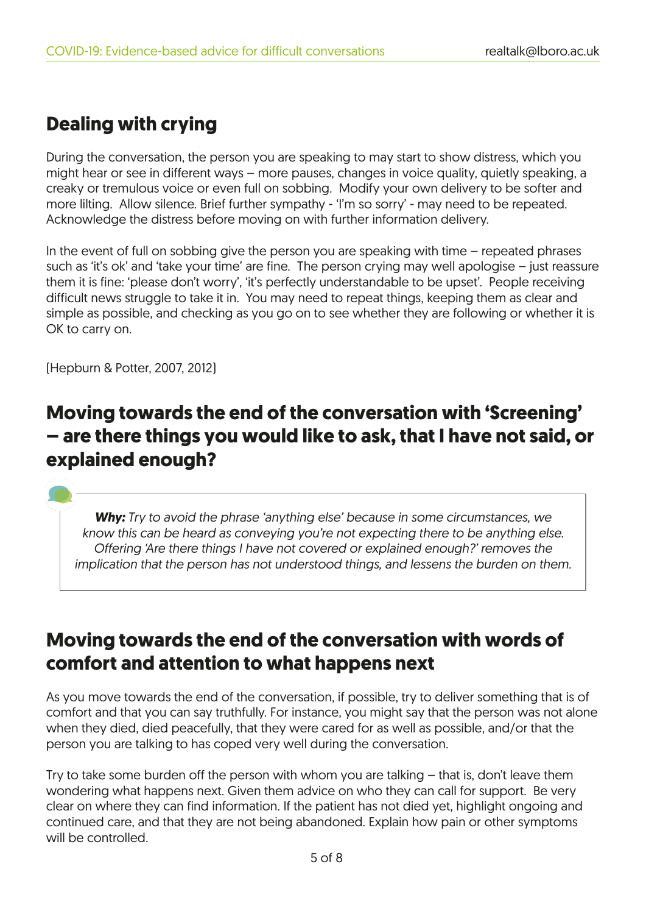## Dealing with crying

During the conversation, the person you are speaking to may start to show distress, which you might hear or see in different ways – more pauses, changes in voice quality, quietly speaking, a creaky or tremulous voice or even full on sobbing. Modify your own delivery to be softer and more lilting. Allow silence. Brief further sympathy - 'I'm so sorry' - may need to be repeated. Acknowledge the distress before moving on with further information delivery.

In the event of full on sobbing give the person you are speaking with time – repeated phrases such as 'it's ok' and 'take your time' are fine. The person crying may well apologise – just reassure them it is fine: 'please don't worry', 'it's perfectly understandable to be upset'. People receiving difficult news struggle to take it in. You may need to repeat things, keeping them as clear and simple as possible, and checking as you go on to see whether they are following or whether it is OK to carry on.

(Hepburn & Potter, 2007, 2012)

## Moving towards the end of the conversation with 'Screening' – are there things you would like to ask, that I have not said, or explained enough?

> ***Why:*** *Try to avoid the phrase 'anything else' because in some circumstances, we know this can be heard as conveying you're not expecting there to be anything else. Offering 'Are there things I have not covered or explained enough?' removes the implication that the person has not understood things, and lessens the burden on them.*

## Moving towards the end of the conversation with words of comfort and attention to what happens next

As you move towards the end of the conversation, if possible, try to deliver something that is of comfort and that you can say truthfully. For instance, you might say that the person was not alone when they died, died peacefully, that they were cared for as well as possible, and/or that the person you are talking to has coped very well during the conversation.

Try to take some burden off the person with whom you are talking – that is, don't leave them wondering what happens next. Given them advice on who they can call for support. Be very clear on where they can find information. If the patient has not died yet, highlight ongoing and continued care, and that they are not being abandoned. Explain how pain or other symptoms will be controlled.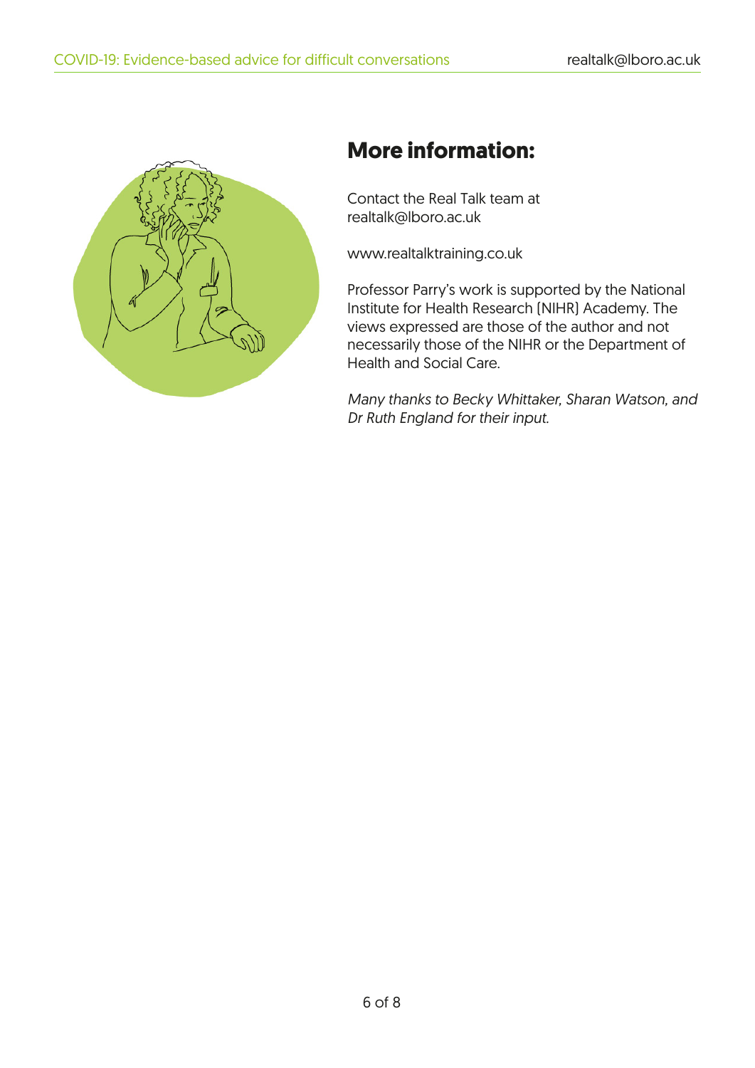## More information:

Contact the Real Talk team at realtalk@lboro.ac.uk

www.realtalktraining.co.uk

Professor Parry's work is supported by the National Institute for Health Research (NIHR) Academy. The views expressed are those of the author and not necessarily those of the NIHR or the Department of Health and Social Care.

*Many thanks to Becky Whittaker, Sharan Watson, and Dr Ruth England for their input.*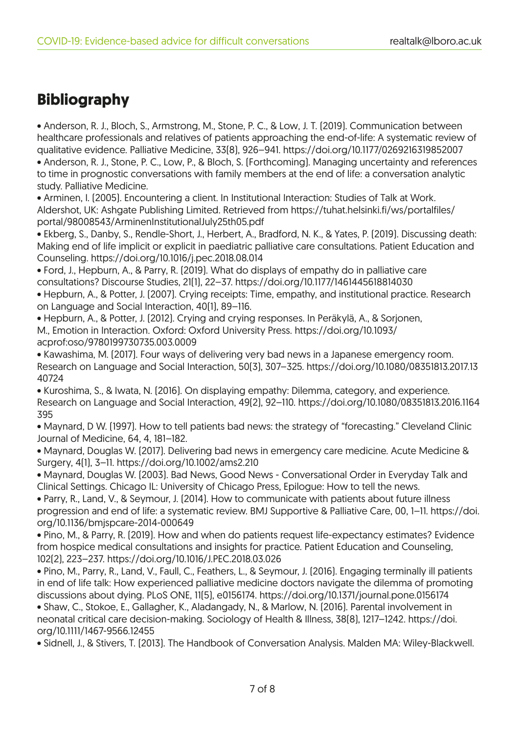## Bibliography

- Anderson, R. J., Bloch, S., Armstrong, M., Stone, P. C., & Low, J. T. (2019). Communication between healthcare professionals and relatives of patients approaching the end-of-life: A systematic review of qualitative evidence. Palliative Medicine, 33(8), 926–941. https://doi.org/10.1177/0269216319852007
- Anderson, R. J., Stone, P. C., Low, P., & Bloch, S. (Forthcoming). Managing uncertainty and references to time in prognostic conversations with family members at the end of life: a conversation analytic study. Palliative Medicine.
- Arminen, I. (2005). Encountering a client. In Institutional Interaction: Studies of Talk at Work. Aldershot, UK: Ashgate Publishing Limited. Retrieved from https://tuhat.helsinki.fi/ws/portalfiles/portal/98008543/ArminenInstitutionalJuly25th05.pdf
- Ekberg, S., Danby, S., Rendle-Short, J., Herbert, A., Bradford, N. K., & Yates, P. (2019). Discussing death: Making end of life implicit or explicit in paediatric palliative care consultations. Patient Education and Counseling. https://doi.org/10.1016/j.pec.2018.08.014
- Ford, J., Hepburn, A., & Parry, R. (2019). What do displays of empathy do in palliative care consultations? Discourse Studies, 21(1), 22–37. https://doi.org/10.1177/1461445618814030
- Hepburn, A., & Potter, J. (2007). Crying receipts: Time, empathy, and institutional practice. Research on Language and Social Interaction, 40(1), 89–116.
- Hepburn, A., & Potter, J. (2012). Crying and crying responses. In Peräkylä, A., & Sorjonen, M., Emotion in Interaction. Oxford: Oxford University Press. https://doi.org/10.1093/acprof:oso/9780199730735.003.0009
- Kawashima, M. (2017). Four ways of delivering very bad news in a Japanese emergency room. Research on Language and Social Interaction, 50(3), 307–325. https://doi.org/10.1080/08351813.2017.1340724
- Kuroshima, S., & Iwata, N. (2016). On displaying empathy: Dilemma, category, and experience. Research on Language and Social Interaction, 49(2), 92–110. https://doi.org/10.1080/08351813.2016.1164395
- Maynard, D W. (1997). How to tell patients bad news: the strategy of "forecasting." Cleveland Clinic Journal of Medicine, 64, 4, 181–182.
- Maynard, Douglas W. (2017). Delivering bad news in emergency care medicine. Acute Medicine & Surgery, 4(1), 3–11. https://doi.org/10.1002/ams2.210
- Maynard, Douglas W. (2003). Bad News, Good News - Conversational Order in Everyday Talk and Clinical Settings. Chicago IL: University of Chicago Press, Epilogue: How to tell the news.
- Parry, R., Land, V., & Seymour, J. (2014). How to communicate with patients about future illness progression and end of life: a systematic review. BMJ Supportive & Palliative Care, 00, 1–11. https://doi.org/10.1136/bmjspcare-2014-000649
- Pino, M., & Parry, R. (2019). How and when do patients request life-expectancy estimates? Evidence from hospice medical consultations and insights for practice. Patient Education and Counseling, 102(2), 223–237. https://doi.org/10.1016/J.PEC.2018.03.026
- Pino, M., Parry, R., Land, V., Faull, C., Feathers, L., & Seymour, J. (2016). Engaging terminally ill patients in end of life talk: How experienced palliative medicine doctors navigate the dilemma of promoting discussions about dying. PLoS ONE, 11(5), e0156174. https://doi.org/10.1371/journal.pone.0156174
- Shaw, C., Stokoe, E., Gallagher, K., Aladangady, N., & Marlow, N. (2016). Parental involvement in neonatal critical care decision-making. Sociology of Health & Illness, 38(8), 1217–1242. https://doi.org/10.1111/1467-9566.12455
- Sidnell, J., & Stivers, T. (2013). The Handbook of Conversation Analysis. Malden MA: Wiley-Blackwell.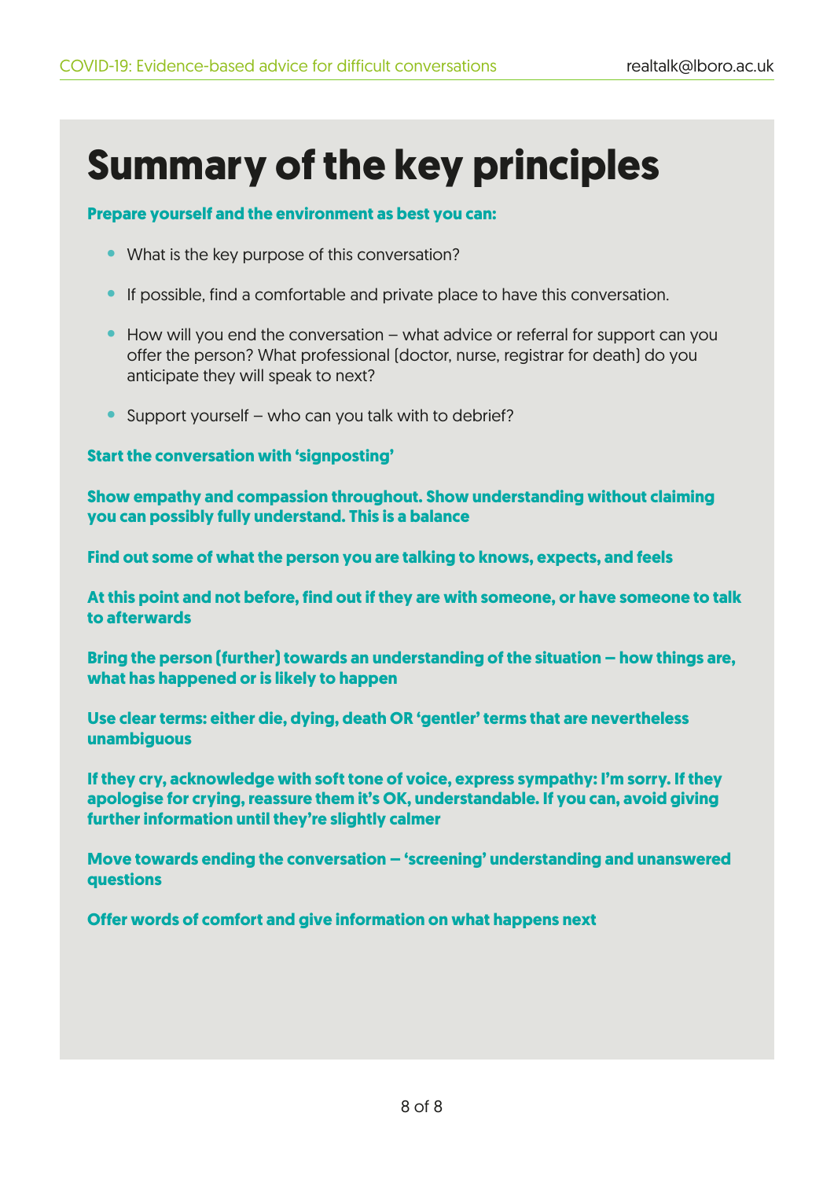# Summary of the key principles

**Prepare yourself and the environment as best you can:**

- What is the key purpose of this conversation?
- If possible, find a comfortable and private place to have this conversation.
- How will you end the conversation – what advice or referral for support can you offer the person? What professional (doctor, nurse, registrar for death) do you anticipate they will speak to next?
- Support yourself – who can you talk with to debrief?

**Start the conversation with 'signposting'**

**Show empathy and compassion throughout. Show understanding without claiming you can possibly fully understand. This is a balance**

**Find out some of what the person you are talking to knows, expects, and feels**

**At this point and not before, find out if they are with someone, or have someone to talk to afterwards**

**Bring the person (further) towards an understanding of the situation – how things are, what has happened or is likely to happen**

**Use clear terms: either die, dying, death OR 'gentler' terms that are nevertheless unambiguous**

**If they cry, acknowledge with soft tone of voice, express sympathy: I'm sorry. If they apologise for crying, reassure them it's OK, understandable. If you can, avoid giving further information until they're slightly calmer**

**Move towards ending the conversation – 'screening' understanding and unanswered questions**

**Offer words of comfort and give information on what happens next**